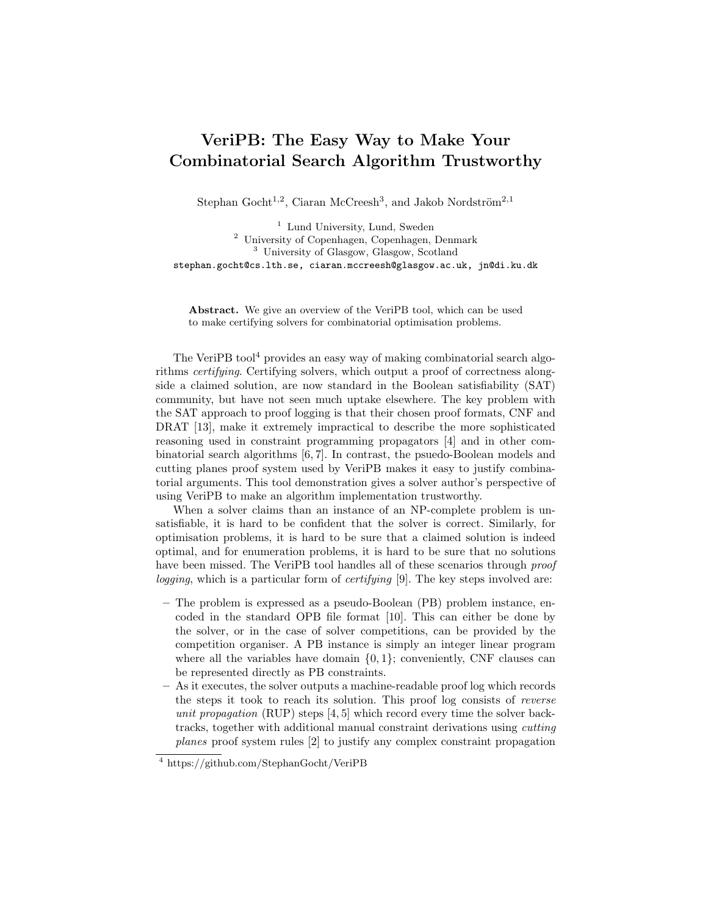# VeriPB: The Easy Way to Make Your Combinatorial Search Algorithm Trustworthy

Stephan Gocht[1,2], Ciaran McCreesh[3], and Jakob Nordström[2,1]

[1] Lund University, Lund, Sweden
[2] University of Copenhagen, Copenhagen, Denmark
[3] University of Glasgow, Glasgow, Scotland
stephan.gocht@cs.lth.se, ciaran.mccreesh@glasgow.ac.uk, jn@di.ku.dk

**Abstract.** We give an overview of the VeriPB tool, which can be used to make certifying solvers for combinatorial optimisation problems.

The VeriPB tool[4] provides an easy way of making combinatorial search algorithms *certifying*. Certifying solvers, which output a proof of correctness alongside a claimed solution, are now standard in the Boolean satisfiability (SAT) community, but have not seen much uptake elsewhere. The key problem with the SAT approach to proof logging is that their chosen proof formats, CNF and DRAT [13], make it extremely impractical to describe the more sophisticated reasoning used in constraint programming propagators [4] and in other combinatorial search algorithms [6, 7]. In contrast, the psuedo-Boolean models and cutting planes proof system used by VeriPB makes it easy to justify combinatorial arguments. This tool demonstration gives a solver author's perspective of using VeriPB to make an algorithm implementation trustworthy.

When a solver claims than an instance of an NP-complete problem is unsatisfiable, it is hard to be confident that the solver is correct. Similarly, for optimisation problems, it is hard to be sure that a claimed solution is indeed optimal, and for enumeration problems, it is hard to be sure that no solutions have been missed. The VeriPB tool handles all of these scenarios through *proof logging*, which is a particular form of *certifying* [9]. The key steps involved are:

- The problem is expressed as a pseudo-Boolean (PB) problem instance, encoded in the standard OPB file format [10]. This can either be done by the solver, or in the case of solver competitions, can be provided by the competition organiser. A PB instance is simply an integer linear program where all the variables have domain $\{0, 1\}$; conveniently, CNF clauses can be represented directly as PB constraints.
- As it executes, the solver outputs a machine-readable proof log which records the steps it took to reach its solution. This proof log consists of *reverse unit propagation* (RUP) steps [4, 5] which record every time the solver backtracks, together with additional manual constraint derivations using *cutting planes* proof system rules [2] to justify any complex constraint propagation

[4] https://github.com/StephanGocht/VeriPB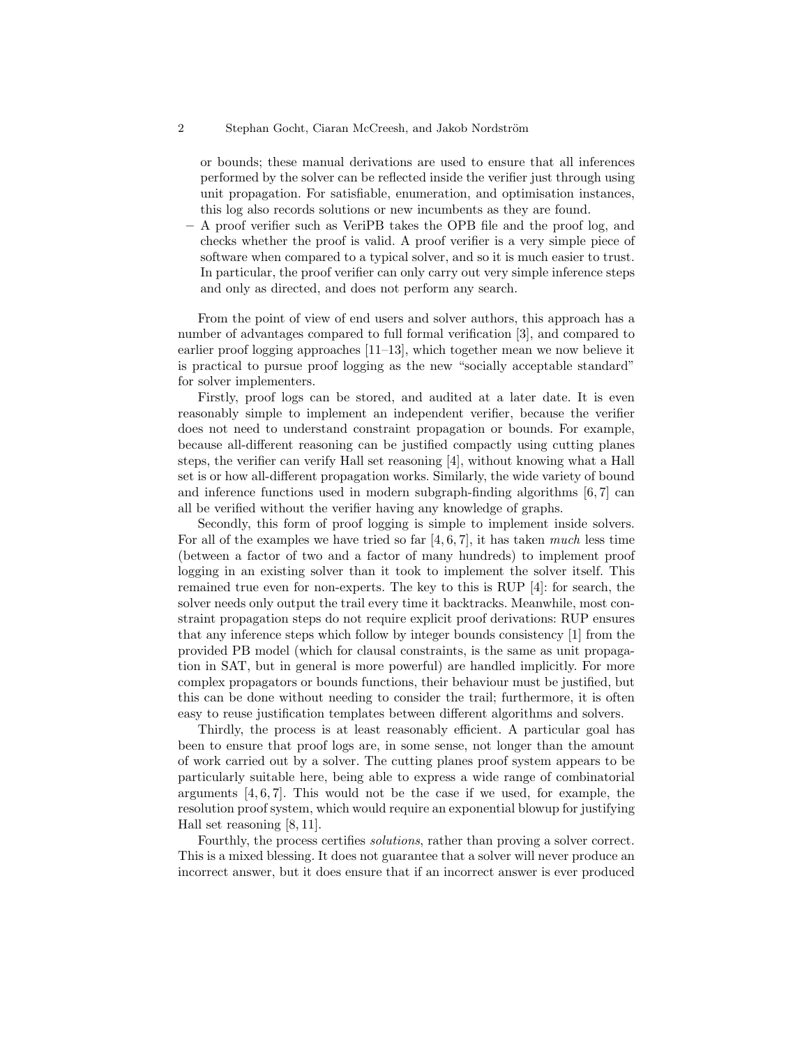or bounds; these manual derivations are used to ensure that all inferences performed by the solver can be reflected inside the verifier just through using unit propagation. For satisfiable, enumeration, and optimisation instances, this log also records solutions or new incumbents as they are found.

- A proof verifier such as VeriPB takes the OPB file and the proof log, and checks whether the proof is valid. A proof verifier is a very simple piece of software when compared to a typical solver, and so it is much easier to trust. In particular, the proof verifier can only carry out very simple inference steps and only as directed, and does not perform any search.

From the point of view of end users and solver authors, this approach has a number of advantages compared to full formal verification [3], and compared to earlier proof logging approaches [11–13], which together mean we now believe it is practical to pursue proof logging as the new "socially acceptable standard" for solver implementers.

Firstly, proof logs can be stored, and audited at a later date. It is even reasonably simple to implement an independent verifier, because the verifier does not need to understand constraint propagation or bounds. For example, because all-different reasoning can be justified compactly using cutting planes steps, the verifier can verify Hall set reasoning [4], without knowing what a Hall set is or how all-different propagation works. Similarly, the wide variety of bound and inference functions used in modern subgraph-finding algorithms [6, 7] can all be verified without the verifier having any knowledge of graphs.

Secondly, this form of proof logging is simple to implement inside solvers. For all of the examples we have tried so far [4, 6, 7], it has taken *much* less time (between a factor of two and a factor of many hundreds) to implement proof logging in an existing solver than it took to implement the solver itself. This remained true even for non-experts. The key to this is RUP [4]: for search, the solver needs only output the trail every time it backtracks. Meanwhile, most constraint propagation steps do not require explicit proof derivations: RUP ensures that any inference steps which follow by integer bounds consistency [1] from the provided PB model (which for clausal constraints, is the same as unit propagation in SAT, but in general is more powerful) are handled implicitly. For more complex propagators or bounds functions, their behaviour must be justified, but this can be done without needing to consider the trail; furthermore, it is often easy to reuse justification templates between different algorithms and solvers.

Thirdly, the process is at least reasonably efficient. A particular goal has been to ensure that proof logs are, in some sense, not longer than the amount of work carried out by a solver. The cutting planes proof system appears to be particularly suitable here, being able to express a wide range of combinatorial arguments [4, 6, 7]. This would not be the case if we used, for example, the resolution proof system, which would require an exponential blowup for justifying Hall set reasoning [8, 11].

Fourthly, the process certifies *solutions*, rather than proving a solver correct. This is a mixed blessing. It does not guarantee that a solver will never produce an incorrect answer, but it does ensure that if an incorrect answer is ever produced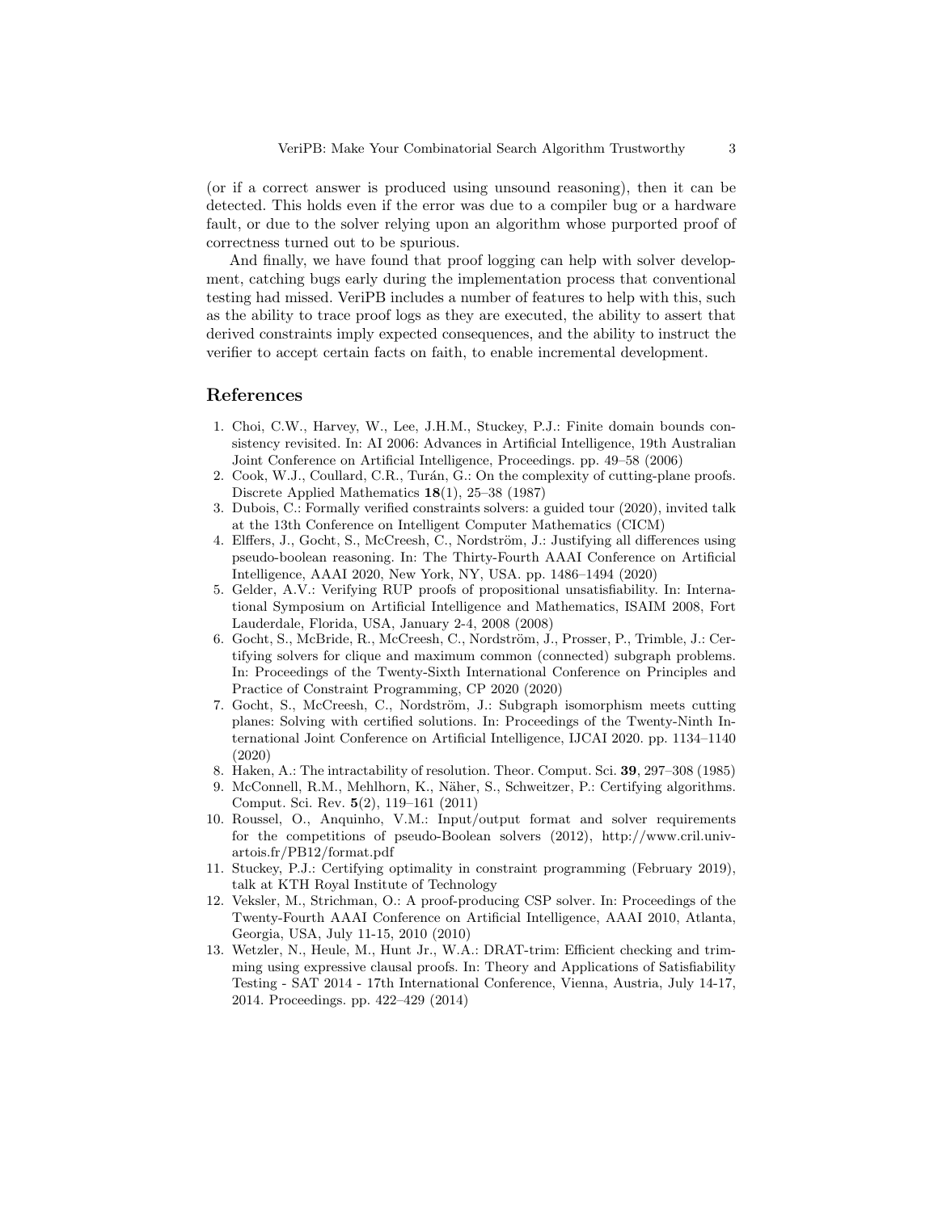(or if a correct answer is produced using unsound reasoning), then it can be detected. This holds even if the error was due to a compiler bug or a hardware fault, or due to the solver relying upon an algorithm whose purported proof of correctness turned out to be spurious.

And finally, we have found that proof logging can help with solver development, catching bugs early during the implementation process that conventional testing had missed. VeriPB includes a number of features to help with this, such as the ability to trace proof logs as they are executed, the ability to assert that derived constraints imply expected consequences, and the ability to instruct the verifier to accept certain facts on faith, to enable incremental development.

## References

1. Choi, C.W., Harvey, W., Lee, J.H.M., Stuckey, P.J.: Finite domain bounds consistency revisited. In: AI 2006: Advances in Artificial Intelligence, 19th Australian Joint Conference on Artificial Intelligence, Proceedings. pp. 49–58 (2006)
2. Cook, W.J., Coullard, C.R., Turán, G.: On the complexity of cutting-plane proofs. Discrete Applied Mathematics **18**(1), 25–38 (1987)
3. Dubois, C.: Formally verified constraints solvers: a guided tour (2020), invited talk at the 13th Conference on Intelligent Computer Mathematics (CICM)
4. Elffers, J., Gocht, S., McCreesh, C., Nordström, J.: Justifying all differences using pseudo-boolean reasoning. In: The Thirty-Fourth AAAI Conference on Artificial Intelligence, AAAI 2020, New York, NY, USA. pp. 1486–1494 (2020)
5. Gelder, A.V.: Verifying RUP proofs of propositional unsatisfiability. In: International Symposium on Artificial Intelligence and Mathematics, ISAIM 2008, Fort Lauderdale, Florida, USA, January 2-4, 2008 (2008)
6. Gocht, S., McBride, R., McCreesh, C., Nordström, J., Prosser, P., Trimble, J.: Certifying solvers for clique and maximum common (connected) subgraph problems. In: Proceedings of the Twenty-Sixth International Conference on Principles and Practice of Constraint Programming, CP 2020 (2020)
7. Gocht, S., McCreesh, C., Nordström, J.: Subgraph isomorphism meets cutting planes: Solving with certified solutions. In: Proceedings of the Twenty-Ninth International Joint Conference on Artificial Intelligence, IJCAI 2020. pp. 1134–1140 (2020)
8. Haken, A.: The intractability of resolution. Theor. Comput. Sci. **39**, 297–308 (1985)
9. McConnell, R.M., Mehlhorn, K., Näher, S., Schweitzer, P.: Certifying algorithms. Comput. Sci. Rev. **5**(2), 119–161 (2011)
10. Roussel, O., Anquinho, V.M.: Input/output format and solver requirements for the competitions of pseudo-Boolean solvers (2012), http://www.cril.univ-artois.fr/PB12/format.pdf
11. Stuckey, P.J.: Certifying optimality in constraint programming (February 2019), talk at KTH Royal Institute of Technology
12. Veksler, M., Strichman, O.: A proof-producing CSP solver. In: Proceedings of the Twenty-Fourth AAAI Conference on Artificial Intelligence, AAAI 2010, Atlanta, Georgia, USA, July 11-15, 2010 (2010)
13. Wetzler, N., Heule, M., Hunt Jr., W.A.: DRAT-trim: Efficient checking and trimming using expressive clausal proofs. In: Theory and Applications of Satisfiability Testing - SAT 2014 - 17th International Conference, Vienna, Austria, July 14-17, 2014. Proceedings. pp. 422–429 (2014)